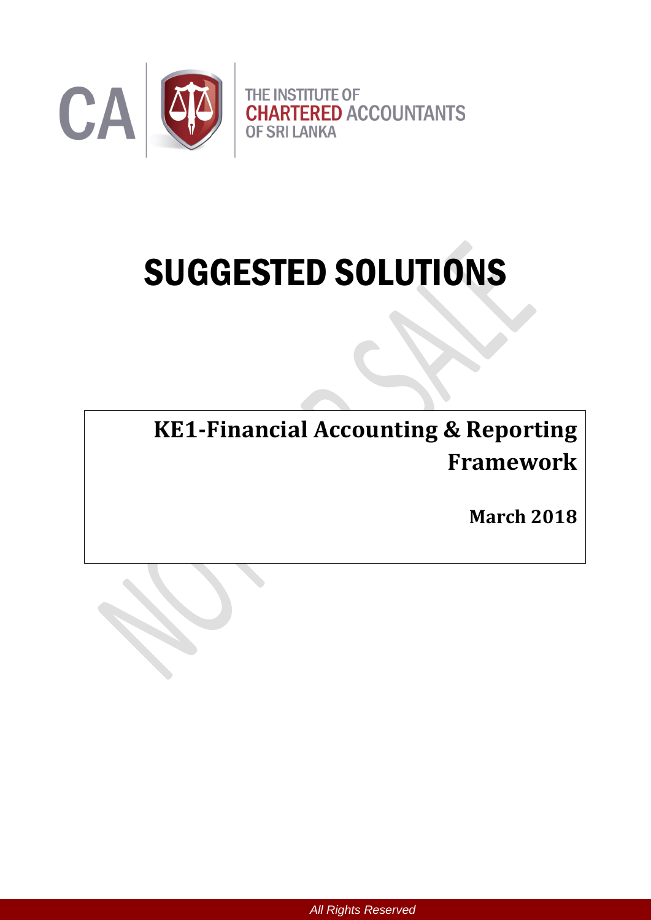THE INSTITUTE OF
CHARTERED ACCOUNTANTS
OF SRI LANKA

# SUGGESTED SOLUTIONS

## KE1-Financial Accounting & Reporting Framework

**March 2018**

*All Rights Reserved*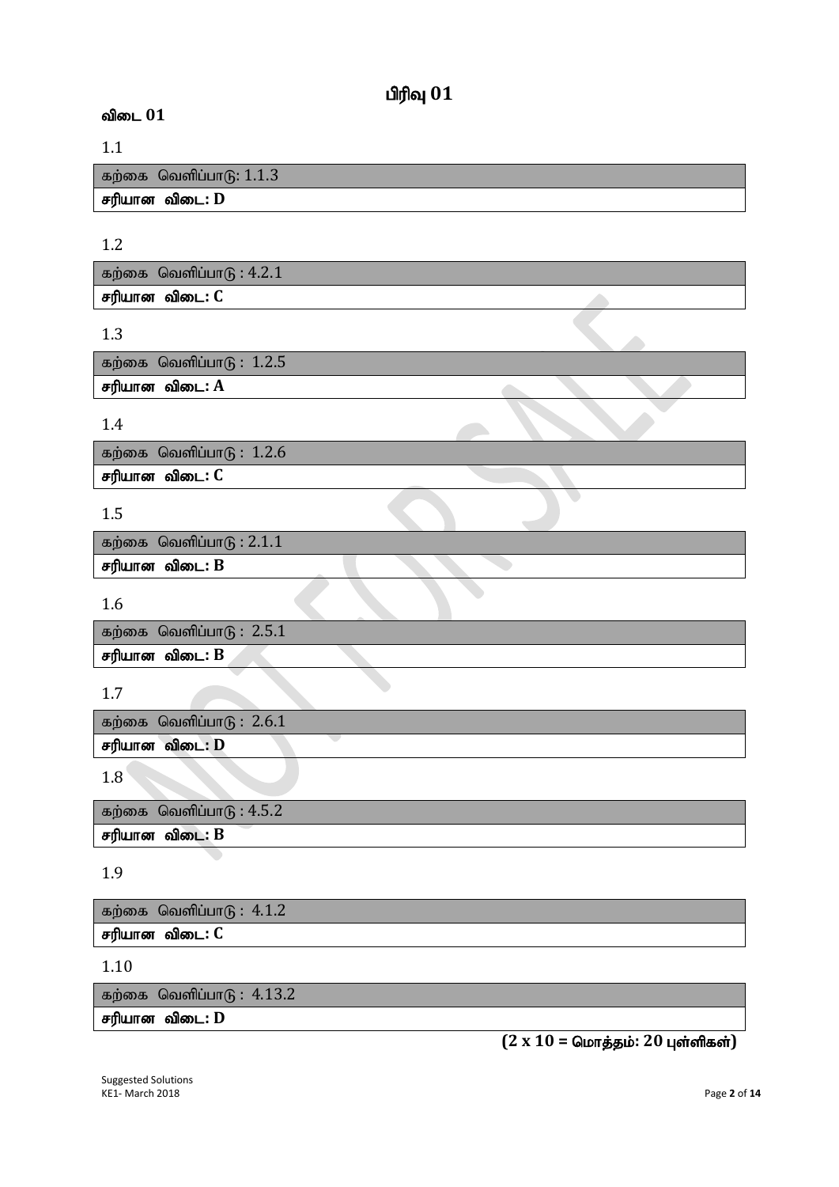# பிரிவு 01

## விடை 01

1.1

| கற்கை வெளிப்பாடு: 1.1.3 |
|---|
| **சரியான விடை: D** |

1.2

| கற்கை வெளிப்பாடு : 4.2.1 |
|---|
| **சரியான விடை: C** |

1.3

| கற்கை வெளிப்பாடு : 1.2.5 |
|---|
| **சரியான விடை: A** |

1.4

| கற்கை வெளிப்பாடு : 1.2.6 |
|---|
| **சரியான விடை: C** |

1.5

| கற்கை வெளிப்பாடு : 2.1.1 |
|---|
| **சரியான விடை: B** |

1.6

| கற்கை வெளிப்பாடு : 2.5.1 |
|---|
| **சரியான விடை: B** |

1.7

| கற்கை வெளிப்பாடு : 2.6.1 |
|---|
| **சரியான விடை: D** |

1.8

| கற்கை வெளிப்பாடு : 4.5.2 |
|---|
| **சரியான விடை: B** |

1.9

| கற்கை வெளிப்பாடு : 4.1.2 |
|---|
| **சரியான விடை: C** |

1.10

| கற்கை வெளிப்பாடு : 4.13.2 |
|---|
| **சரியான விடை: D** |

**(2 x 10 = மொத்தம்: 20 புள்ளிகள்)**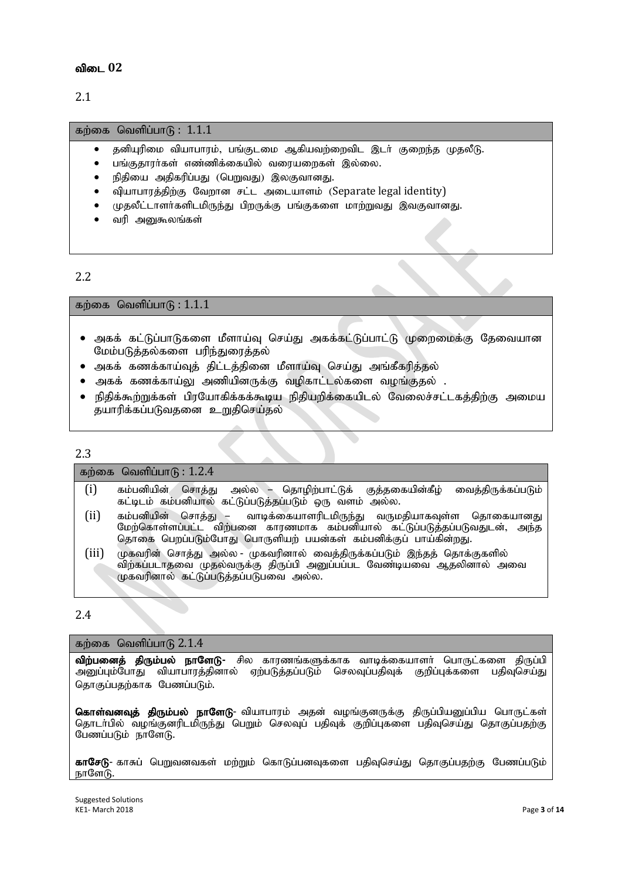## விடை 02

2.1

**கற்கை வெளிப்பாடு : 1.1.1**

- தனியுரிமை வியாபாரம், பங்குடமை ஆகியவற்றைவிட இடர் குறைந்த முதலீடு.
- பங்குதாரர்கள் எண்ணிக்கையில் வரையறைகள் இல்லை.
- நிதியை அதிகரிப்பது (பெறுவது) இலகுவானது.
- வியாபாரத்திற்கு வேறான சட்ட அடையாளம் (Separate legal identity)
- முதலீட்டாளர்களிடமிருந்து பிறருக்கு பங்குகளை மாற்றுவது இலகுவானது.
- வரி அனுகூலங்கள்

2.2

**கற்கை வெளிப்பாடு : 1.1.1**

- அகக் கட்டுப்பாடுகளை மீளாய்வு செய்து அகக்கட்டுப்பாட்டு முறைமைக்கு தேவையான மேம்படுத்தல்களை பரிந்துரைத்தல்
- அகக் கணக்காய்வுத் திட்டத்தினை மீளாய்வு செய்து அங்கீகரித்தல்
- அகக் கணக்காய்வு அணியினருக்கு வழிகாட்டல்களை வழங்குதல் .
- நிதிக்கூற்றுக்கள் பிரயோகிக்கக்கூடிய நிதியறிக்கையிடல் வேலைச்சட்டகத்திற்கு அமைய தயாரிக்கப்படுவதனை உறுதிசெய்தல்

2.3

**கற்கை வெளிப்பாடு : 1.2.4**

(i) கம்பனியின் சொத்து அல்ல – தொழிற்பாட்டுக் குத்தகையின்கீழ் வைத்திருக்கப்படும் கட்டிடம் கம்பனியால் கட்டுப்படுத்தப்படும் ஒரு வளம் அல்ல.

(ii) கம்பனியின் சொத்து – வாடிக்கையாளரிடமிருந்து வருமதியாகவுள்ள தொகையானது மேற்கொள்ளப்பட்ட விற்பனை காரணமாக கம்பனியால் கட்டுப்படுத்தப்படுவதுடன், அந்த தொகை பெறப்படும்போது பொருளியற் பயன்கள் கம்பனிக்குப் பாய்கின்றது.

(iii) முகவரின் சொத்து அல்ல - முகவரினால் வைத்திருக்கப்படும் இந்தத் தொக்குகளில் விற்கப்படாதவை முதல்வருக்கு திருப்பி அனுப்பப்பட வேண்டியவை ஆதலினால் அவை முகவரினால் கட்டுப்படுத்தப்படுபவை அல்ல.

2.4

**கற்கை வெளிப்பாடு 2.1.4**

**விற்பனைத் திரும்பல் நாளேடு-** சில காரணங்களுக்காக வாடிக்கையாளர் பொருட்களை திருப்பி அனுப்பும்போது வியாபாரத்தினால் ஏற்படுத்தப்படும் செலவுப்பதிவுக் குறிப்புக்களை பதிவுசெய்து தொகுப்பதற்காக பேணப்படும்.

**கொள்வனவுத் திரும்பல் நாளேடு-** வியாபாரம் அதன் வழங்குனருக்கு திருப்பியனுப்பிய பொருட்கள் தொடர்பில் வழங்குனரிடமிருந்து பெறும் செலவுப் பதிவுக் குறிப்புகளை பதிவுசெய்து தொகுப்பதற்கு பேணப்படும் நாளேடு.

**காசேடு-** காசுப் பெறுவனவகள் மற்றும் கொடுப்பனவுகளை பதிவுசெய்து தொகுப்பதற்கு பேணப்படும் நாளேடு.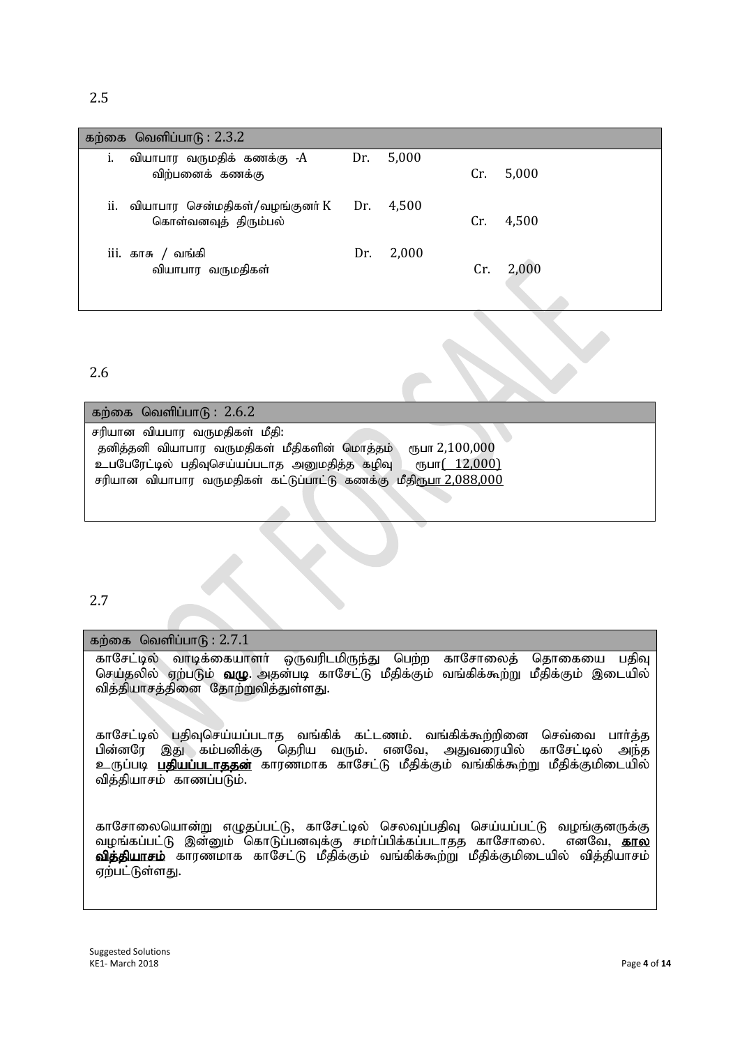2.5

**கற்கை வெளிப்பாடு : 2.3.2**

| | | | | |
|---|---|---|---|---|
| i. வியாபார வருமதிக் கணக்கு -A | Dr. | 5,000 | | |
| விற்பனைக் கணக்கு | | | Cr. | 5,000 |
| ii. வியாபார சென்மதிகள்/வழங்குனர் K | Dr. | 4,500 | | |
| கொள்வனவுத் திரும்பல் | | | Cr. | 4,500 |
| iii. காசு / வங்கி | Dr. | 2,000 | | |
| வியாபார வருமதிகள் | | | Cr. | 2,000 |

2.6

**கற்கை வெளிப்பாடு : 2.6.2**

சரியான வியாபார வருமதிகள் மீதி:

| | |
|---|---|
| தனித்தனி வியாபார வருமதிகள் மீதிகளின் மொத்தம் | ரூபா 2,100,000 |
| உபபேரேட்டில் பதிவுசெய்யப்படாத அனுமதித்த கழிவு | ரூபா( 12,000) |
| சரியான வியாபார வருமதிகள் கட்டுப்பாட்டு கணக்கு மீதி | ரூபா 2,088,000 |

2.7

**கற்கை வெளிப்பாடு : 2.7.1**

காசேட்டில் வாடிக்கையாளர் ஒருவரிடமிருந்து பெற்ற காசோலைத் தொகையை பதிவு செய்தலில் ஏற்படும் **வழு**. அதன்படி காசேட்டு மீதிக்கும் வங்கிக்கூற்று மீதிக்கும் இடையில் வித்தியாசத்தினை தோற்றுவித்துள்ளது.

காசேட்டில் பதிவுசெய்யப்படாத வங்கிக் கட்டணம். வங்கிக்கூற்றினை செவ்வை பார்த்த பின்னரே இது கம்பனிக்கு தெரிய வரும். எனவே, அதுவரையில் காசேட்டில் அந்த உருப்படி **பதியப்படாததன்** காரணமாக காசேட்டு மீதிக்கும் வங்கிக்கூற்று மீதிக்குமிடையில் வித்தியாசம் காணப்படும்.

காசோலையொன்று எழுதப்பட்டு, காசேட்டில் செலவுப்பதிவு செய்யப்பட்டு வழங்குனருக்கு வழங்கப்பட்டு இன்னும் கொடுப்பனவுக்கு சமர்ப்பிக்கப்படாதத காசோலை. எனவே, **கால வித்தியாசம்** காரணமாக காசேட்டு மீதிக்கும் வங்கிக்கூற்று மீதிக்குமிடையில் வித்தியாசம் ஏற்பட்டுள்ளது.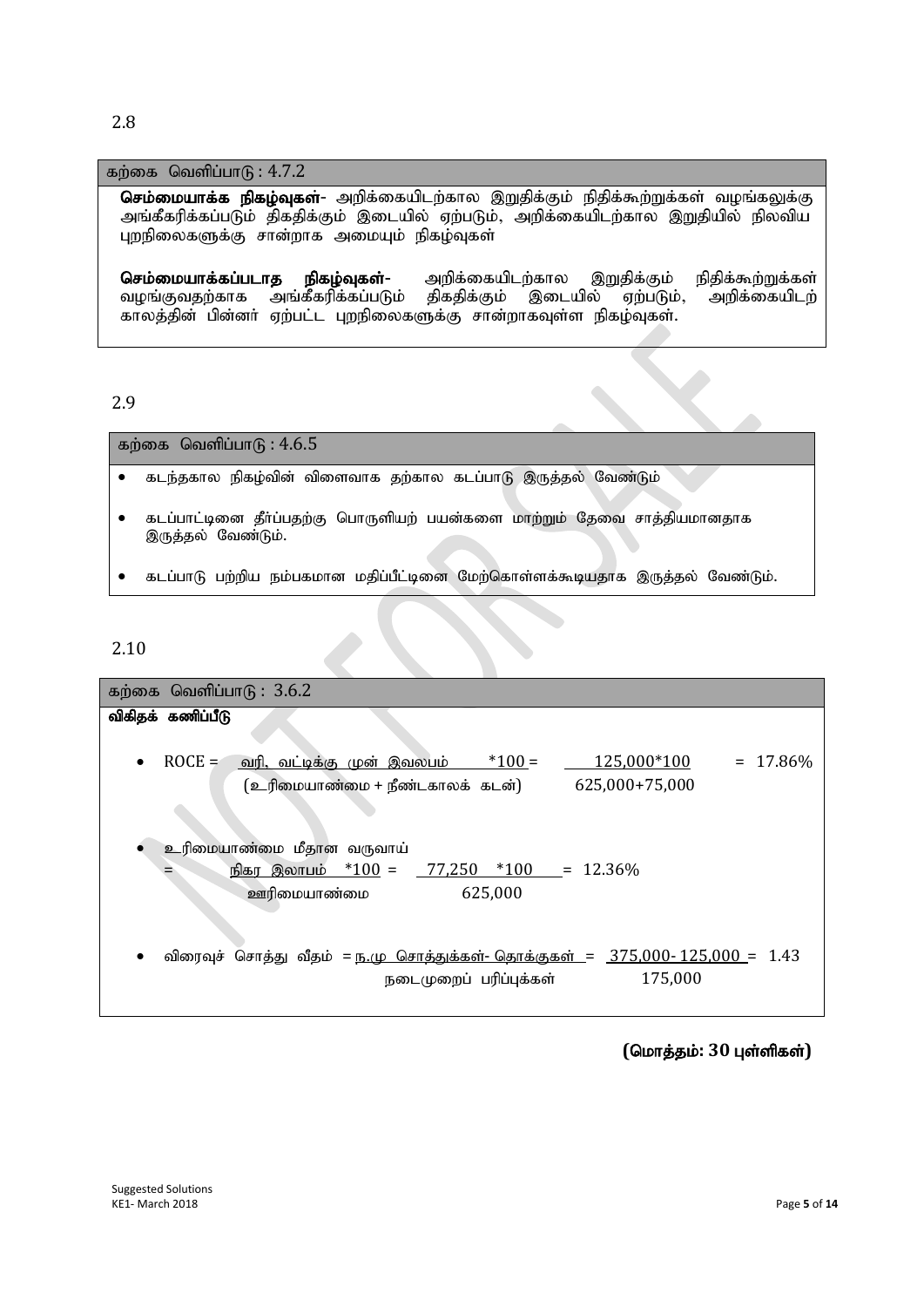2.8

**கற்கை வெளிப்பாடு : 4.7.2**

**செம்மையாக்க நிகழ்வுகள்**- அறிக்கையிடற்கால இறுதிக்கும் நிதிக்கூற்றுக்கள் வழங்கலுக்கு அங்கீகரிக்கப்படும் திகதிக்கும் இடையில் ஏற்படும், அறிக்கையிடற்கால இறுதியில் நிலவிய புறநிலைகளுக்கு சான்றாக அமையும் நிகழ்வுகள்

**செம்மையாக்கப்படாத நிகழ்வுகள்**- அறிக்கையிடற்கால இறுதிக்கும் நிதிக்கூற்றுக்கள் வழங்குவதற்காக அங்கீகரிக்கப்படும் திகதிக்கும் இடையில் ஏற்படும், அறிக்கையிடற் காலத்தின் பின்னர் ஏற்பட்ட புறநிலைகளுக்கு சான்றாகவுள்ள நிகழ்வுகள்.

2.9

**கற்கை வெளிப்பாடு : 4.6.5**

- கடந்தகால நிகழ்வின் விளைவாக தற்கால கடப்பாடு இருத்தல் வேண்டும்
- கடப்பாட்டினை தீர்ப்பதற்கு பொருளியற் பயன்களை மாற்றும் தேவை சாத்தியமானதாக இருத்தல் வேண்டும்.
- கடப்பாடு பற்றிய நம்பகமான மதிப்பீட்டினை மேற்கொள்ளக்கூடியதாக இருத்தல் வேண்டும்.

2.10

**கற்கை வெளிப்பாடு : 3.6.2**

**விகிதக் கணிப்பீடு**

- ROCE = $\frac{\text{வரி, வட்டிக்கு முன் இலாபம்}}{\text{(உரிமையாண்மை + நீண்டகாலக் கடன்)}} \times 100 = \frac{125{,}000 \times 100}{625{,}000+75{,}000} = 17.86\%$

- உரிமையாண்மை மீதான வருவாய் $= \frac{\text{நிகர இலாபம்}}{\text{ஊரிமையாண்மை}} \times 100 = \frac{77{,}250 \times 100}{625{,}000} = 12.36\%$

- விரைவுச் சொத்து வீதம் $= \frac{\text{ந.மு சொத்துக்கள்- தொக்குகள்}}{\text{நடைமுறைப் பரிப்புக்கள்}} = \frac{375{,}000 - 125{,}000}{175{,}000} = 1.43$

**(மொத்தம்: 30 புள்ளிகள்)**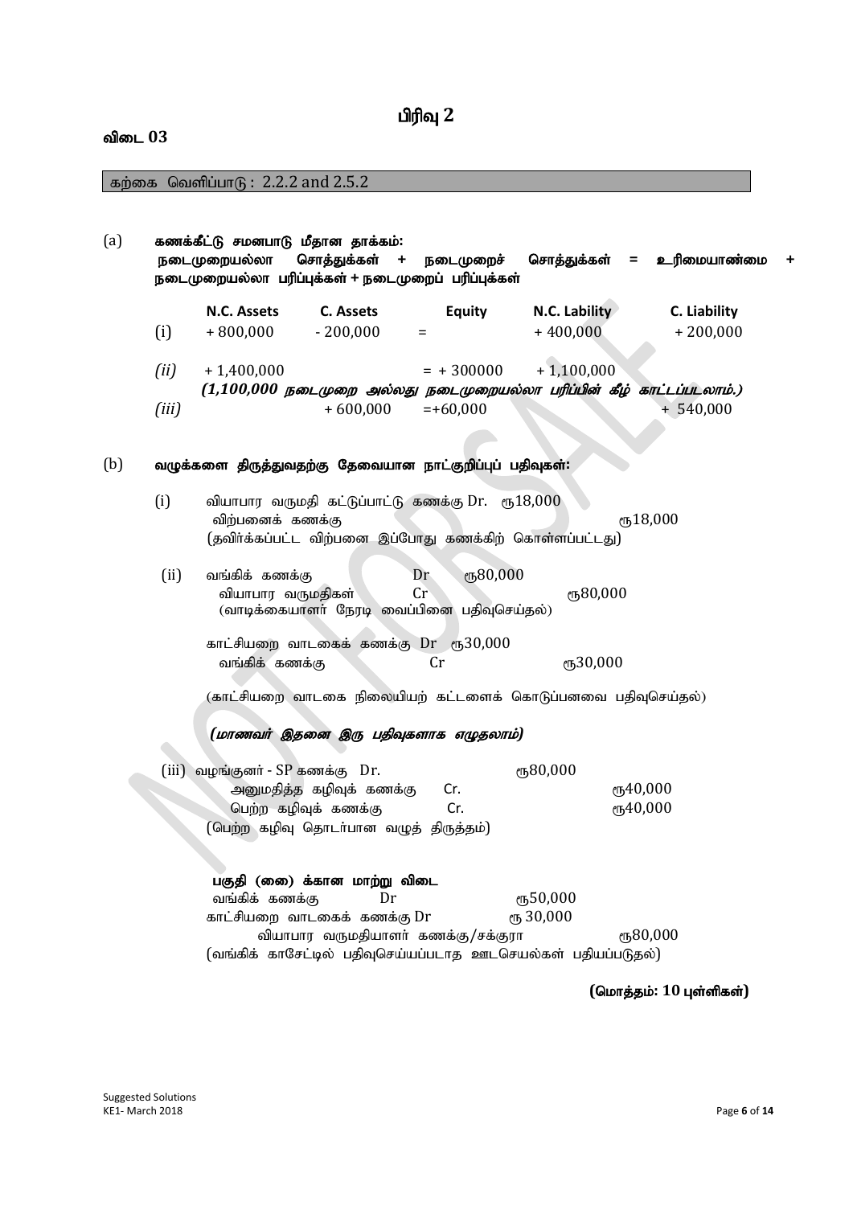# பிரிவு 2

## விடை 03

கற்கை வெளிப்பாடு : 2.2.2 and 2.5.2

(a) **கணக்கீட்டு சமன்பாடு மீதான தாக்கம்:**
**நடைமுறையல்லா சொத்துக்கள் + நடைமுறைச் சொத்துக்கள் = உரிமையாண்மை + நடைமுறையல்லா பரிப்புக்கள் + நடைமுறைப் பரிப்புக்கள்**

| | N.C. Assets | C. Assets | | Equity | N.C. Liability | C. Liability |
|---|---|---|---|---|---|---|
| (i) | + 800,000 | - 200,000 | = | | + 400,000 | + 200,000 |
| *(ii)* | + 1,400,000 | | = | + 300000 | + 1,100,000 | |
| *(iii)* | | + 600,000 | = | +60,000 | | + 540,000 |

***(1,100,000 நடைமுறை அல்லது நடைமுறையல்லா பரிப்பின் கீழ் காட்டப்படலாம்.)***

(b) **வழுக்களை திருத்துவதற்கு தேவையான நாட்குறிப்புப் பதிவுகள்:**

(i) வியாபார வருமதி கட்டுப்பாட்டு கணக்கு Dr. ரூ18,000
 விற்பனைக் கணக்கு ரூ18,000
 (தவிர்க்கப்பட்ட விற்பனை இப்போது கணக்கிற் கொள்ளப்பட்டது)

(ii) வங்கிக் கணக்கு Dr ரூ80,000
 வியாபார வருமதிகள் Cr ரூ80,000
 (வாடிக்கையாளர் நேரடி வைப்பினை பதிவுசெய்தல்)

 காட்சியறை வாடகைக் கணக்கு Dr ரூ30,000
 வங்கிக் கணக்கு Cr ரூ30,000

 (காட்சியறை வாடகை நிலையியற் கட்டளைக் கொடுப்பனவை பதிவுசெய்தல்)

 ***(மாணவர் இதனை இரு பதிவுகளாக எழுதலாம்)***

(iii) வழங்குனர் - SP கணக்கு Dr. ரூ80,000
 அனுமதித்த கழிவுக் கணக்கு Cr. ரூ40,000
 பெற்ற கழிவுக் கணக்கு Cr. ரூ40,000
 (பெற்ற கழிவு தொடர்பான வழுத் திருத்தம்)

**பகுதி (ii) க்கான மாற்று விடை**
 வங்கிக் கணக்கு Dr ரூ50,000
 காட்சியறை வாடகைக் கணக்கு Dr ரூ 30,000
 வியாபார வருமதியாளர் கணக்கு/சக்குரா ரூ80,000
 (வங்கிக் காசேட்டில் பதிவுசெய்யப்படாத ஊடசெயல்கள் பதியப்படுதல்)

**(மொத்தம்: 10 புள்ளிகள்)**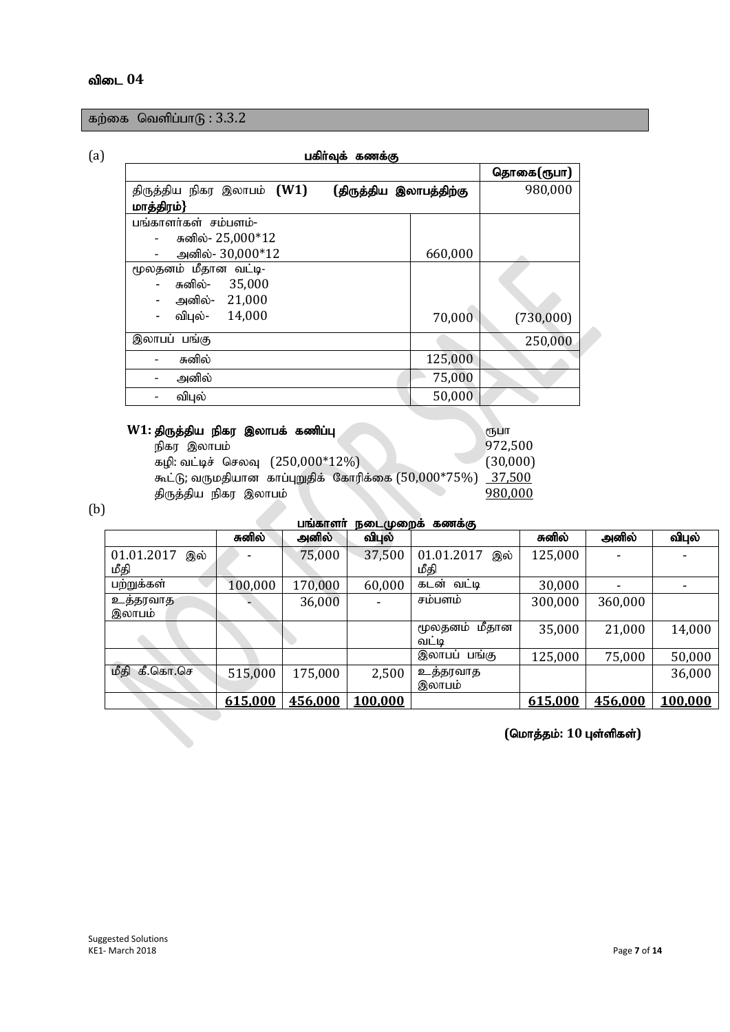### விடை 04

கற்கை வெளிப்பாடு : 3.3.2

(a)

**பகிர்வுக் கணக்கு**

| | | **தொகை(ரூபா)** |
|---|---|---|
| திருத்திய நிகர இலாபம் **(W1)** **(திருத்திய இலாபத்திற்கு மாத்திரம்}** | | 980,000 |
| பங்காளர்கள் சம்பளம்- <br> - சுனில்- 25,000*12 <br> - அனில்- 30,000*12 | 660,000 | |
| மூலதனம் மீதான வட்டி- <br> - சுனில்- 35,000 <br> - அனில்- 21,000 <br> - விபுல்- 14,000 | 70,000 | (730,000) |
| இலாபப் பங்கு | | 250,000 |
| - சுனில் | 125,000 | |
| - அனில் | 75,000 | |
| - விபுல் | 50,000 | |

**W1: திருத்திய நிகர இலாபக் கணிப்பு**

| | ரூபா |
|---|---|
| நிகர இலாபம் | 972,500 |
| கழி: வட்டிச் செலவு (250,000*12%) | (30,000) |
| கூட்டு; வருமதியான காப்புறுதிக் கோரிக்கை (50,000*75%) | 37,500 |
| திருத்திய நிகர இலாபம் | 980,000 |

(b)

**பங்காளர் நடைமுறைக் கணக்கு**

| | **சுனில்** | **அனில்** | **விபுல்** | | **சுனில்** | **அனில்** | **விபுல்** |
|---|---|---|---|---|---|---|---|
| 01.01.2017 இல் மீதி | - | 75,000 | 37,500 | 01.01.2017 இல் மீதி | 125,000 | - | - |
| பற்றுக்கள் | 100,000 | 170,000 | 60,000 | கடன் வட்டி | 30,000 | - | - |
| உத்தரவாத இலாபம் | - | 36,000 | - | சம்பளம் | 300,000 | 360,000 | |
| | | | | மூலதனம் மீதான வட்டி | 35,000 | 21,000 | 14,000 |
| | | | | இலாபப் பங்கு | 125,000 | 75,000 | 50,000 |
| மீதி கீ.கொ.செ | 515,000 | 175,000 | 2,500 | உத்தரவாத இலாபம் | | | 36,000 |
| | **615,000** | **456,000** | **100,000** | | **615,000** | **456,000** | **100,000** |

**(மொத்தம்: 10 புள்ளிகள்)**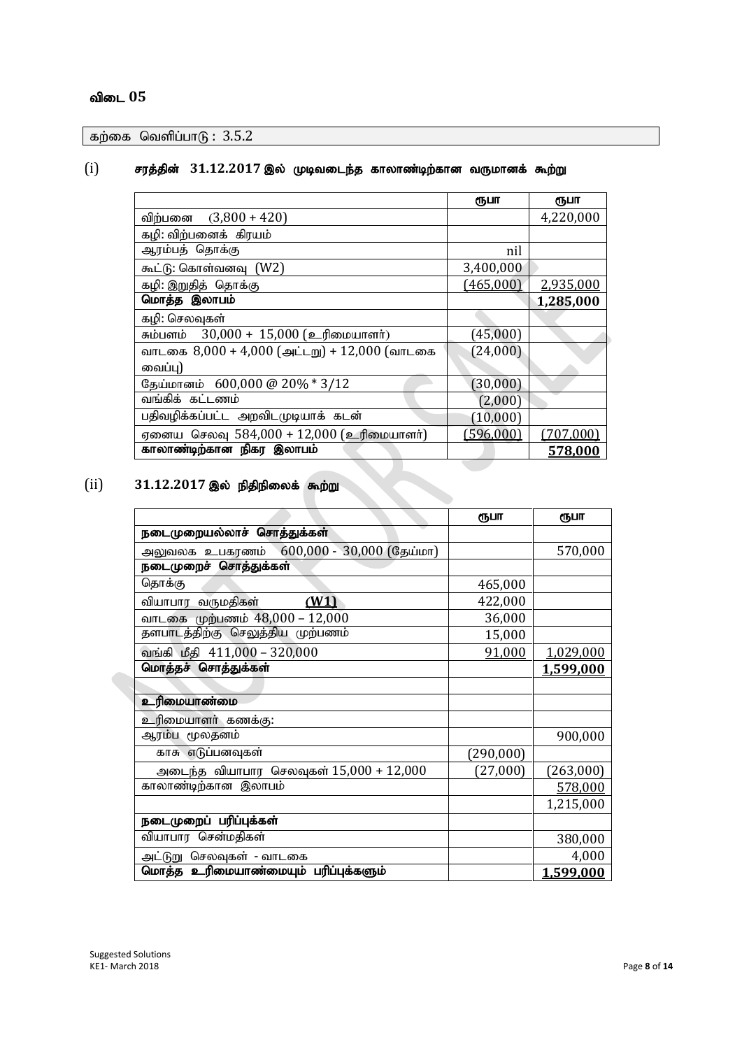## விடை 05

கற்கை வெளிப்பாடு : 3.5.2

### (i) சரத்தின் 31.12.2017 இல் முடிவடைந்த காலாண்டிற்கான வருமானக் கூற்று

| | ரூபா | ரூபா |
|---|---|---|
| விற்பனை (3,800 + 420) | | 4,220,000 |
| கழி: விற்பனைக் கிரயம் | | |
| ஆரம்பத் தொக்கு | nil | |
| கூட்டு: கொள்வனவு (W2) | 3,400,000 | |
| கழி: இறுதித் தொக்கு | (465,000) | 2,935,000 |
| **மொத்த இலாபம்** | | **1,285,000** |
| கழி: செலவுகள் | | |
| சம்பளம் 30,000 + 15,000 (உரிமையாளர்) | (45,000) | |
| வாடகை 8,000 + 4,000 (அட்டுறு) + 12,000 (வாடகை வைப்பு) | (24,000) | |
| தேய்மானம் 600,000 @ 20% * 3/12 | (30,000) | |
| வங்கிக் கட்டணம் | (2,000) | |
| பதிவழிக்கப்பட்ட அறவிடமுடியாக் கடன் | (10,000) | |
| ஏனைய செலவு 584,000 + 12,000 (உரிமையாளர்) | (596,000) | (707,000) |
| **காலாண்டிற்கான நிகர இலாபம்** | | **578,000** |

### (ii) 31.12.2017 இல் நிதிநிலைக் கூற்று

| | ரூபா | ரூபா |
|---|---|---|
| **நடைமுறையல்லாச் சொத்துக்கள்** | | |
| அலுவலக உபகரணம் 600,000 - 30,000 (தேய்மா) | | 570,000 |
| **நடைமுறைச் சொத்துக்கள்** | | |
| தொக்கு | 465,000 | |
| வியாபார வருமதிகள் **(W1)** | 422,000 | |
| வாடகை முற்பணம் 48,000 – 12,000 | 36,000 | |
| தளபாடத்திற்கு செலுத்திய முற்பணம் | 15,000 | |
| வங்கி மீதி 411,000 – 320,000 | 91,000 | 1,029,000 |
| **மொத்தச் சொத்துக்கள்** | | **1,599,000** |
| | | |
| **உரிமையாண்மை** | | |
| உரிமையாளர் கணக்கு: | | |
| ஆரம்ப மூலதனம் | | 900,000 |
| காசு எடுப்பனவுகள் | (290,000) | |
| அடைந்த வியாபார செலவுகள் 15,000 + 12,000 | (27,000) | (263,000) |
| காலாண்டிற்கான இலாபம் | | 578,000 |
| | | 1,215,000 |
| **நடைமுறைப் பரிப்புக்கள்** | | |
| வியாபார சென்மதிகள் | | 380,000 |
| அட்டுறு செலவுகள் - வாடகை | | 4,000 |
| **மொத்த உரிமையாண்மையும் பரிப்புக்களும்** | | **1,599,000** |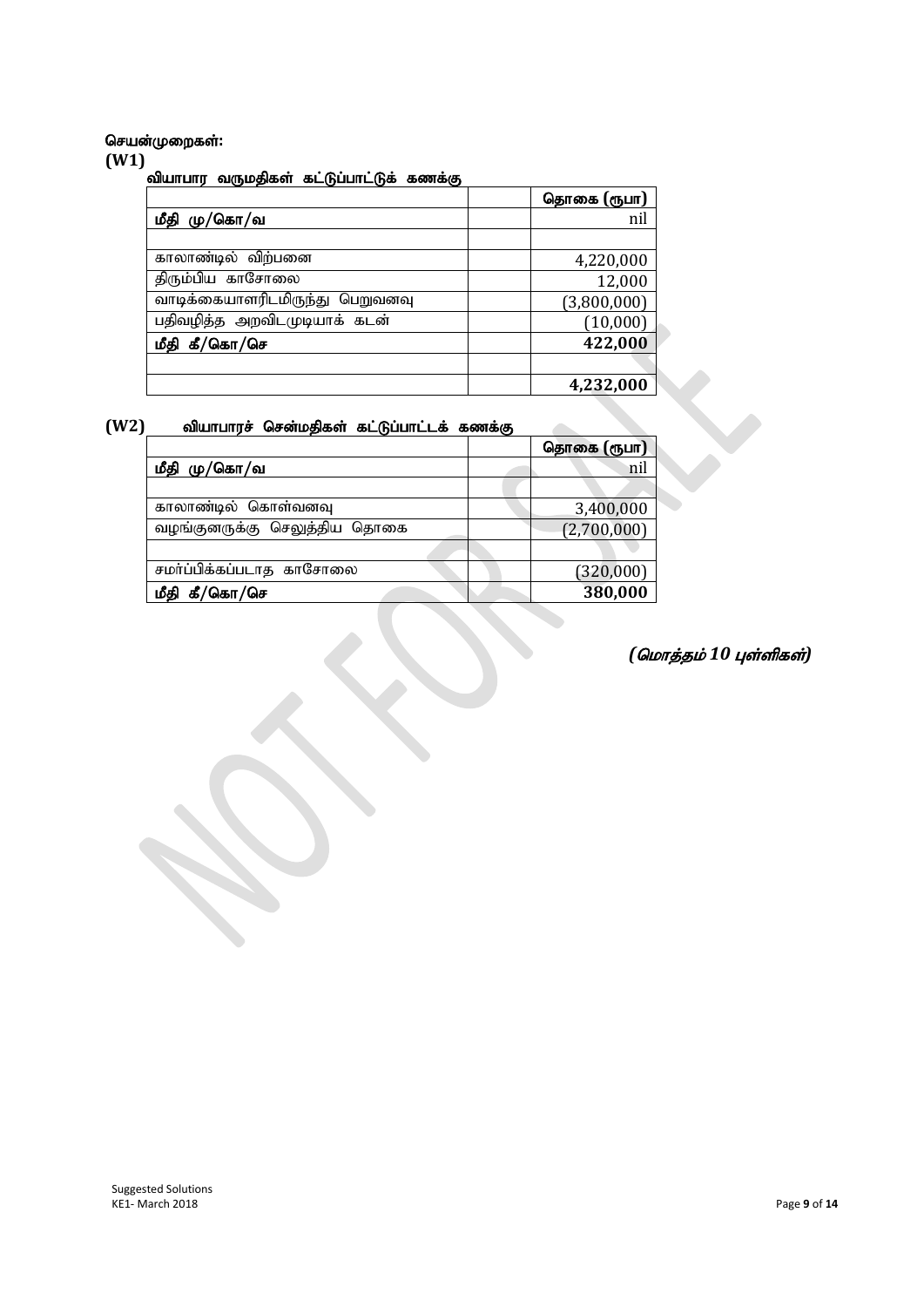**செயன்முறைகள்:**

**(W1)**

**வியாபார வருமதிகள் கட்டுப்பாட்டுக் கணக்கு**

| | | தொகை (ரூபா) |
|---|---|---|
| **மீதி மு/கொ/வ** | | nil |
| | | |
| காலாண்டில் விற்பனை | | 4,220,000 |
| திரும்பிய காசோலை | | 12,000 |
| வாடிக்கையாளரிடமிருந்து பெறுவனவு | | (3,800,000) |
| பதிவழித்த அறவிடமுடியாக் கடன் | | (10,000) |
| **மீதி கீ/கொ/செ** | | **422,000** |
| | | |
| | | **4,232,000** |

**(W2)** **வியாபாரச் சென்மதிகள் கட்டுப்பாட்டக் கணக்கு**

| | | தொகை (ரூபா) |
|---|---|---|
| **மீதி மு/கொ/வ** | | nil |
| | | |
| காலாண்டில் கொள்வனவு | | 3,400,000 |
| வழங்குனருக்கு செலுத்திய தொகை | | (2,700,000) |
| | | |
| சமர்ப்பிக்கப்படாத காசோலை | | (320,000) |
| **மீதி கீ/கொ/செ** | | **380,000** |

***(மொத்தம் 10 புள்ளிகள்)***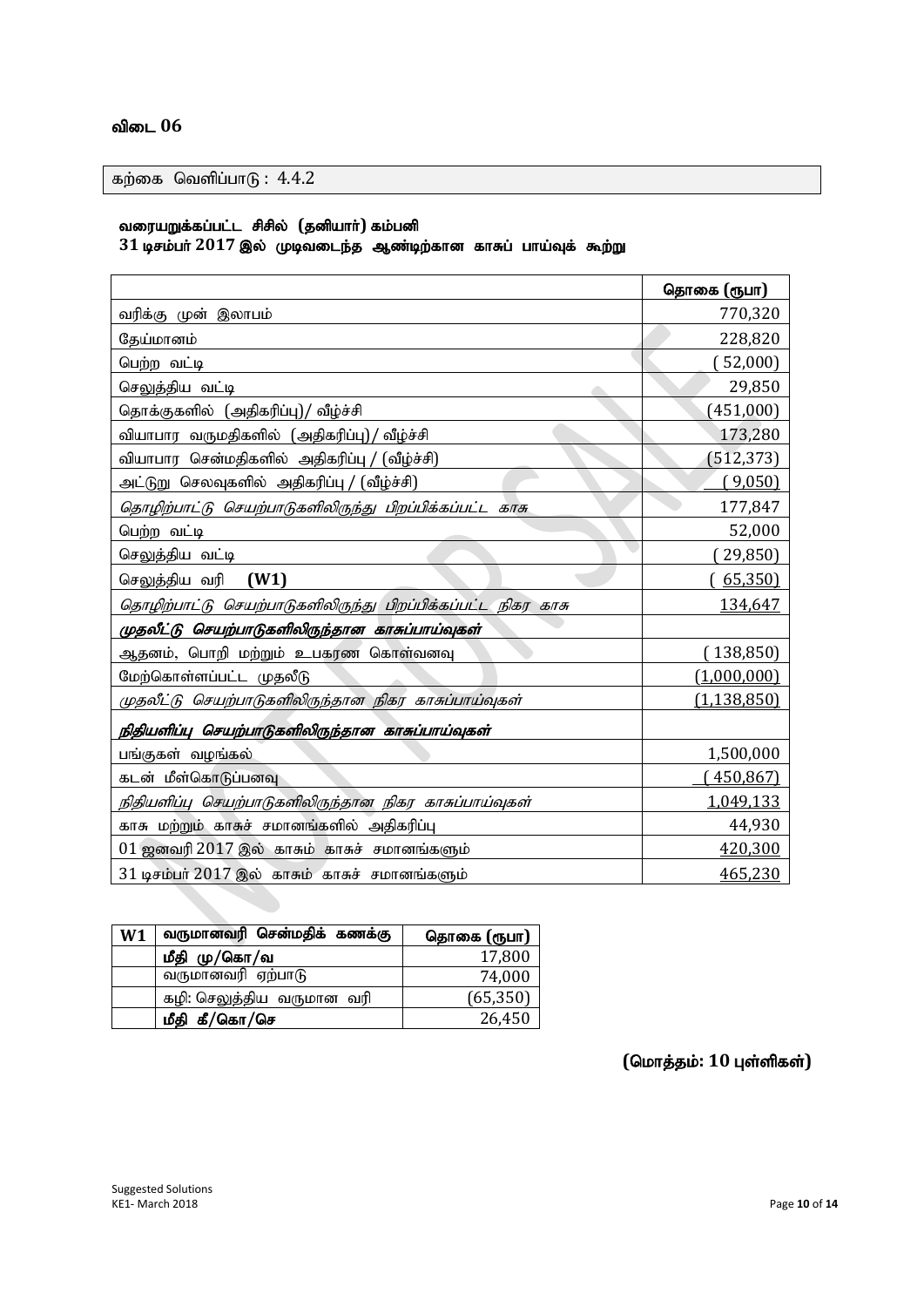## விடை 06

கற்கை வெளிப்பாடு : 4.4.2

**வரையறுக்கப்பட்ட சிசில் (தனியார்) கம்பனி**
**31 டிசம்பர் 2017 இல் முடிவடைந்த ஆண்டிற்கான காசுப் பாய்வுக் கூற்று**

| | **தொகை (ரூபா)** |
|---|---:|
| வரிக்கு முன் இலாபம் | 770,320 |
| தேய்மானம் | 228,820 |
| பெற்ற வட்டி | ( 52,000) |
| செலுத்திய வட்டி | 29,850 |
| தொக்குகளில் (அதிகரிப்பு)/ வீழ்ச்சி | (451,000) |
| வியாபார வருமதிகளில் (அதிகரிப்பு)/ வீழ்ச்சி | 173,280 |
| வியாபார சென்மதிகளில் அதிகரிப்பு / (வீழ்ச்சி) | (512,373) |
| அட்டுறு செலவுகளில் அதிகரிப்பு / (வீழ்ச்சி) | ( 9,050) |
| *தொழிற்பாட்டு செயற்பாடுகளிலிருந்து பிறப்பிக்கப்பட்ட காசு* | 177,847 |
| பெற்ற வட்டி | 52,000 |
| செலுத்திய வட்டி | ( 29,850) |
| செலுத்திய வரி **(W1)** | ( 65,350) |
| *தொழிற்பாட்டு செயற்பாடுகளிலிருந்து பிறப்பிக்கப்பட்ட நிகர காசு* | 134,647 |
| ***முதலீட்டு செயற்பாடுகளிலிருந்தான காசுப்பாய்வுகள்*** | |
| ஆதனம், பொறி மற்றும் உபகரண கொள்வனவு | ( 138,850) |
| மேற்கொள்ளப்பட்ட முதலீடு | (1,000,000) |
| *முதலீட்டு செயற்பாடுகளிலிருந்தான நிகர காசுப்பாய்வுகள்* | (1,138,850) |
| ***நிதியளிப்பு செயற்பாடுகளிலிருந்தான காசுப்பாய்வுகள்*** | |
| பங்குகள் வழங்கல் | 1,500,000 |
| கடன் மீள்கொடுப்பனவு | ( 450,867) |
| *நிதியளிப்பு செயற்பாடுகளிலிருந்தான நிகர காசுப்பாய்வுகள்* | 1,049,133 |
| காசு மற்றும் காசுச் சமானங்களில் அதிகரிப்பு | 44,930 |
| 01 ஜனவரி 2017 இல் காசும் காசுச் சமானங்களும் | 420,300 |
| 31 டிசம்பர் 2017 இல் காசும் காசுச் சமானங்களும் | 465,230 |

| **W1** | **வருமானவரி சென்மதிக் கணக்கு** | **தொகை (ரூபா)** |
|---|---|---:|
| | **மீதி மு/கொ/வ** | 17,800 |
| | வருமானவரி ஏற்பாடு | 74,000 |
| | கழி: செலுத்திய வருமான வரி | (65,350) |
| | **மீதி கீ/கொ/செ** | 26,450 |

**(மொத்தம்: 10 புள்ளிகள்)**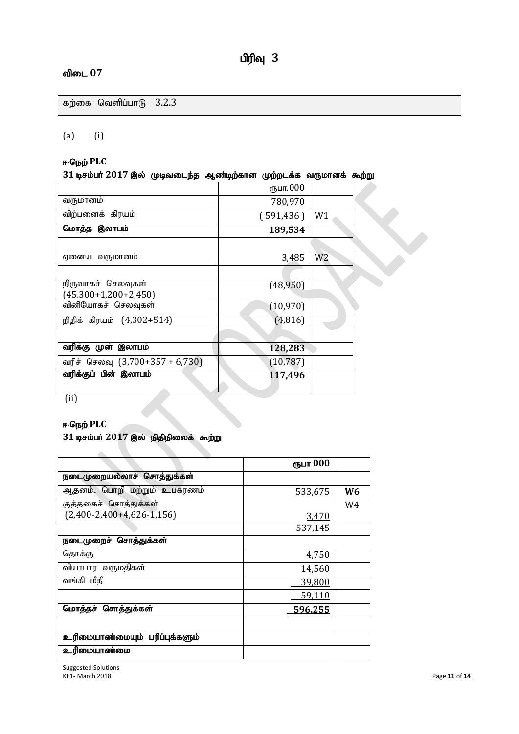# பிரிவு 3

## விடை 07

கற்கை வெளிப்பாடு 3.2.3

(a) (i)

**ஈ-நெற் PLC**

**31 டிசம்பர் 2017 இல் முடிவடைந்த ஆண்டிற்கான முற்றடக்க வருமானக் கூற்று**

| | ரூபா.000 | |
|---|---|---|
| வருமானம் | 780,970 | |
| விற்பனைக் கிரயம் | ( 591,436 ) | W1 |
| **மொத்த இலாபம்** | **189,534** | |
| | | |
| ஏனைய வருமானம் | 3,485 | W2 |
| | | |
| நிருவாகச் செலவுகள் (45,300+1,200+2,450) | (48,950) | |
| வினியோகச் செலவுகள் | (10,970) | |
| நிதிக் கிரயம் (4,302+514) | (4,816) | |
| | | |
| **வரிக்கு முன் இலாபம்** | **128,283** | |
| வரிச் செலவு (3,700+357 + 6,730) | (10,787) | |
| **வரிக்குப் பின் இலாபம்** | **117,496** | |

(ii)

**ஈ-நெற் PLC**

**31 டிசம்பர் 2017 இல் நிதிநிலைக் கூற்று**

| | **ரூபா 000** | |
|---|---|---|
| **நடைமுறையல்லாச் சொத்துக்கள்** | | |
| ஆதனம், பொறி மற்றும் உபகரணம் | 533,675 | **W6** |
| குத்தகைச் சொத்துக்கள் (2,400-2,400+4,626-1,156) | 3,470 | W4 |
| | 537,145 | |
| **நடைமுறைச் சொத்துக்கள்** | | |
| தொக்கு | 4,750 | |
| வியாபார வருமதிகள் | 14,560 | |
| வங்கி மீதி | 39,800 | |
| | 59,110 | |
| **மொத்தச் சொத்துக்கள்** | **596,255** | |
| | | |
| **உரிமையாண்மையும் பரிப்புக்களும்** | | |
| **உரிமையாண்மை** | | |

Suggested Solutions
KE1- March 2018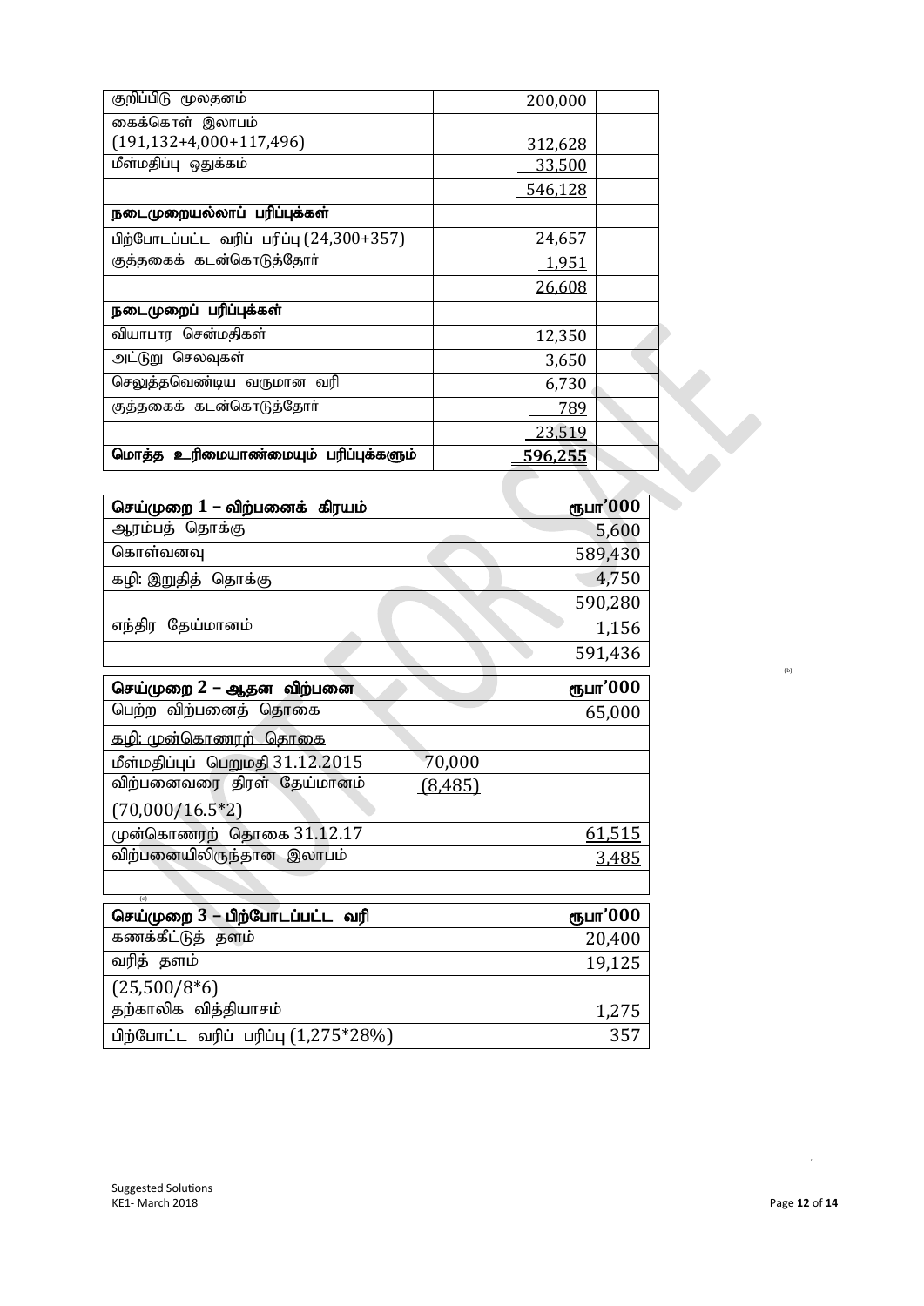| | | |
|---|---|---|
| குறிப்பிடு மூலதனம் | 200,000 | |
| கைக்கொள் இலாபம் (191,132+4,000+117,496) | 312,628 | |
| மீள்மதிப்பு ஒதுக்கம் | 33,500 | |
| | 546,128 | |
| **நடைமுறையல்லாப் பரிப்புக்கள்** | | |
| பிற்போடப்பட்ட வரிப் பரிப்பு (24,300+357) | 24,657 | |
| குத்தகைக் கடன்கொடுத்தோர் | 1,951 | |
| | 26,608 | |
| **நடைமுறைப் பரிப்புக்கள்** | | |
| வியாபார சென்மதிகள் | 12,350 | |
| அட்டுறு செலவுகள் | 3,650 | |
| செலுத்தவெண்டிய வருமான வரி | 6,730 | |
| குத்தகைக் கடன்கொடுத்தோர் | 789 | |
| | 23,519 | |
| **மொத்த உரிமையாண்மையும் பரிப்புக்களும்** | **596,255** | |

| **செய்முறை 1 – விற்பனைக் கிரயம்** | **ரூபா'000** |
|---|---|
| ஆரம்பத் தொக்கு | 5,600 |
| கொள்வனவு | 589,430 |
| கழி: இறுதித் தொக்கு | 4,750 |
| | 590,280 |
| எந்திர தேய்மானம் | 1,156 |
| | 591,436 |

| **செய்முறை 2 – ஆதன விற்பனை** | | **ரூபா'000** |
|---|---|---|
| பெற்ற விற்பனைத் தொகை | | 65,000 |
| கழி: முன்கொணரற் தொகை | | |
| மீள்மதிப்புப் பெறுமதி 31.12.2015 | 70,000 | |
| விற்பனைவரை திரள் தேய்மானம் | (8,485) | |
| (70,000/16.5*2) | | |
| முன்கொணரற் தொகை 31.12.17 | | 61,515 |
| விற்பனையிலிருந்தான இலாபம் | | 3,485 |

| **செய்முறை 3 – பிற்போடப்பட்ட வரி** | **ரூபா'000** |
|---|---|
| கணக்கீட்டுத் தளம் | 20,400 |
| வரித் தளம் | 19,125 |
| (25,500/8*6) | |
| தற்காலிக வித்தியாசம் | 1,275 |
| பிற்போட்ட வரிப் பரிப்பு (1,275*28%) | 357 |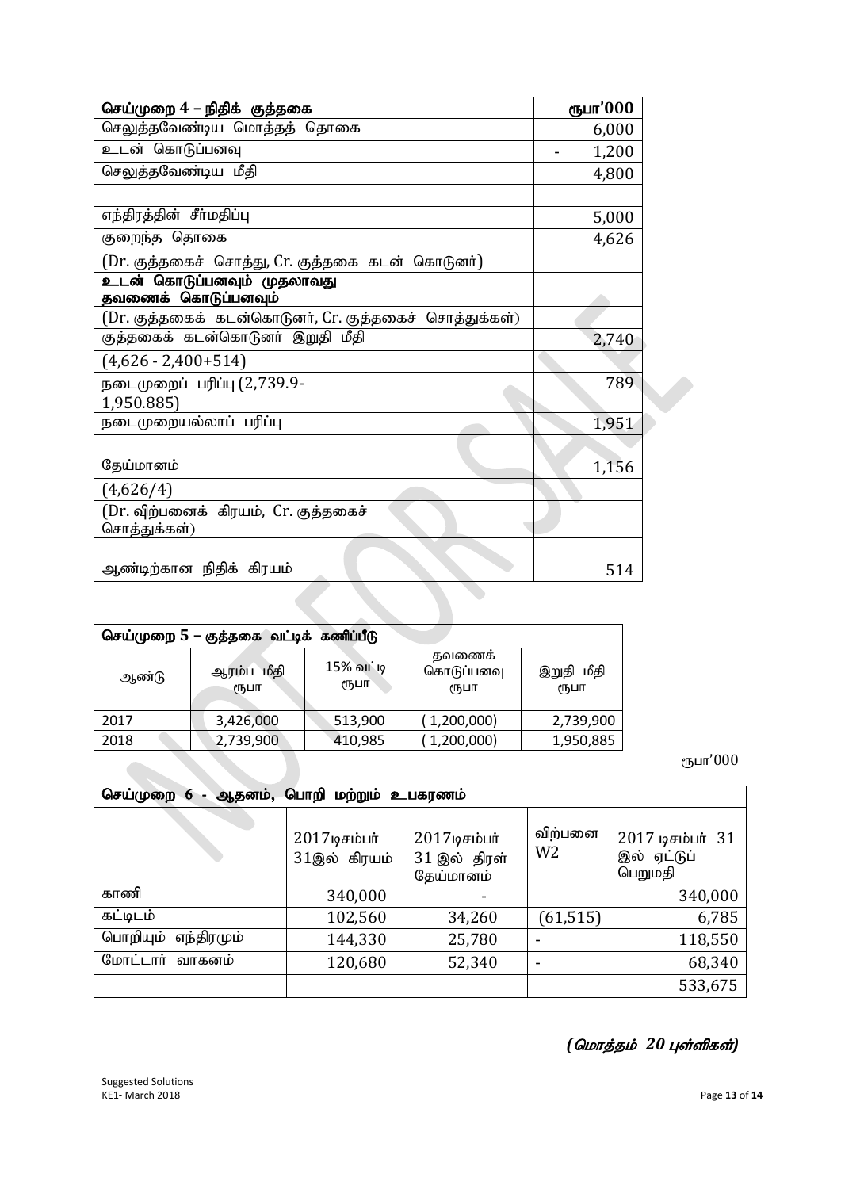| செய்முறை 4 – நிதிக் குத்தகை | ரூபா'000 |
|---|---|
| செலுத்தவேண்டிய மொத்தத் தொகை | 6,000 |
| உடன் கொடுப்பனவு | - 1,200 |
| செலுத்தவேண்டிய மீதி | 4,800 |
| | |
| எந்திரத்தின் சீர்மதிப்பு | 5,000 |
| குறைந்த தொகை | 4,626 |
| (Dr. குத்தகைச் சொத்து, Cr. குத்தகை கடன் கொடுனர்) | |
| **உடன் கொடுப்பனவும் முதலாவது தவணைக் கொடுப்பனவும்** | |
| (Dr. குத்தகைக் கடன்கொடுனர், Cr. குத்தகைச் சொத்துக்கள்) | |
| குத்தகைக் கடன்கொடுனர் இறுதி மீதி | 2,740 |
| (4,626 - 2,400+514) | |
| நடைமுறைப் பரிப்பு (2,739.9-1,950.885) | 789 |
| நடைமுறையல்லாப் பரிப்பு | 1,951 |
| | |
| தேய்மானம் | 1,156 |
| (4,626/4) | |
| (Dr. விற்பனைக் கிரயம், Cr. குத்தகைச் சொத்துக்கள்) | |
| | |
| ஆண்டிற்கான நிதிக் கிரயம் | 514 |

**செய்முறை 5 – குத்தகை வட்டிக் கணிப்பீடு**

| ஆண்டு | ஆரம்ப மீதி ரூபா | 15% வட்டி ரூபா | தவணைக் கொடுப்பனவு ரூபா | இறுதி மீதி ரூபா |
|---|---|---|---|---|
| 2017 | 3,426,000 | 513,900 | (1,200,000) | 2,739,900 |
| 2018 | 2,739,900 | 410,985 | (1,200,000) | 1,950,885 |

ரூபா'000

**செய்முறை 6 - ஆதனம், பொறி மற்றும் உபகரணம்**

| | 2017டிசம்பர் 31இல் கிரயம் | 2017டிசம்பர் 31 இல் திரள் தேய்மானம் | விற்பனை W2 | 2017 டிசம்பர் 31 இல் ஏட்டுப் பெறுமதி |
|---|---|---|---|---|
| காணி | 340,000 | - | | 340,000 |
| கட்டிடம் | 102,560 | 34,260 | (61,515) | 6,785 |
| பொறியும் எந்திரமும் | 144,330 | 25,780 | - | 118,550 |
| மோட்டார் வாகனம் | 120,680 | 52,340 | - | 68,340 |
| | | | | 533,675 |

*(மொத்தம் 20 புள்ளிகள்)*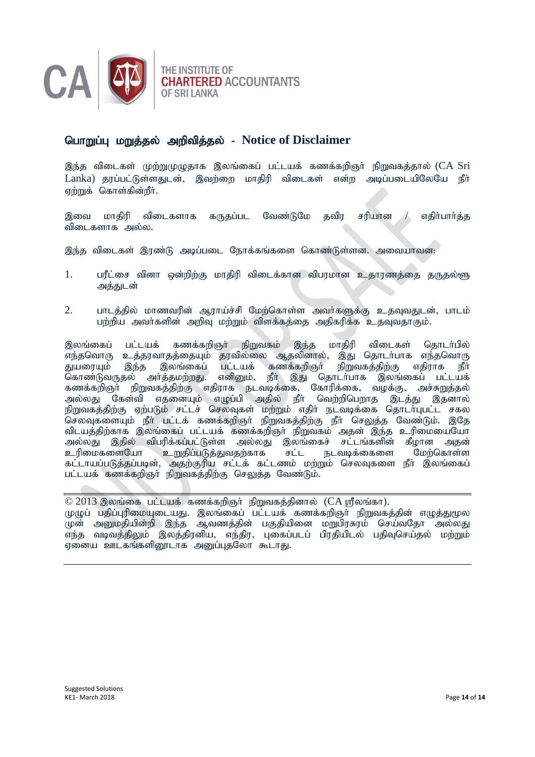THE INSTITUTE OF CHARTERED ACCOUNTANTS OF SRI LANKA

## பொறுப்பு மறுத்தல் அறிவித்தல் - Notice of Disclaimer

இந்த விடைகள் முற்றுமுழுதாக இலங்கைப் பட்டயக் கணக்கறிஞர் நிறுவகத்தால் (CA Sri Lanka) தரப்பட்டுள்ளதுடன், இவற்றை மாதிரி விடைகள் என்ற அடிப்படையிலேயே நீர் ஏற்றுக் கொள்கின்றீர்.

இவை மாதிரி விடைகளாக கருதப்பட வேண்டுமே தவிர சரியான / எதிர்பார்த்த விடைகளாக அல்ல.

இந்த விடைகள் இரண்டு அடிப்படை நோக்கங்களை கொண்டுள்ளன. அவையாவன:

1. பரீட்சை வினா ஒன்றிற்கு மாதிரி விடைக்கான விபரமான உதாரணத்தை தருதல்ளு அத்துடன்

2. பாடத்தில் மாணவரின் ஆராய்ச்சி மேற்கொள்ள அவர்களுக்கு உதவுவதுடன், பாடம் பற்றிய அவர்களின் அறிவு மற்றும் விளக்கத்தை அதிகரிக்க உதவுவதாகும்.

இலங்கைப் பட்டயக் கணக்கறிஞர் நிறுவகம் இந்த மாதிரி விடைகள் தொடர்பில் எந்தவொரு உத்தரவாதத்தையும் தரவில்லை ஆதலினால், இது தொடர்பாக எந்தவொரு துயரையும் இந்த இலங்கைப் பட்டயக் கணக்கறிஞர் நிறுவகத்திற்கு எதிராக நீர் கொண்டுவருதல் அர்த்தமற்றது. எனினும், நீர் இது தொடர்பாக இலங்கைப் பட்டயக் கணக்கறிஞர் நிறுவகத்திற்கு எதிராக நடவடிக்கை, கோரிக்கை, வழக்கு, அச்சுறுத்தல் அல்லது கேள்வி எதனையும் எழுப்பி அதில் நீர் வெற்றிபெறாத இடத்து இதனால் நிறுவகத்திற்கு ஏற்படும் சட்டச் செலவுகள் மற்றும் எதிர் நடவடிக்கை தொடர்புபட்ட சகல செலவுகளையும் நீர் பட்டக் கணக்கறிஞர் நிறுவகத்திற்கு நீர் செலுத்த வேண்டும். இதே விடயத்திற்காக இலங்கைப் பட்டயக் கணக்கறிஞர் நிறுவகம் அதன் இந்த உரிமையையோ அல்லது இதில் விபரிக்கப்பட்டுள்ள அல்லது இலங்கைச் சட்டங்களின் கீழான அதன் உரிமைகளையோ உறுதிப்படுத்துவதற்காக சட்ட நடவடிக்கைளை மேற்கொள்ள கட்டாயப்படுத்தப்படின், அதற்குரிய சட்டக் கட்டணம் மற்றும் செலவுகளை நீர் இலங்கைப் பட்டயக் கணக்கறிஞர் நிறுவகத்திற்கு செலுத்த வேண்டும்.

---

© 2013 இலங்கை பட்டயக் கணக்கறிஞர் நிறுவகத்தினால் (CA ஸ்ரீலங்கா).
முழுப் பதிப்புரிமையுடையது. இலங்கைப் பட்டயக் கணக்கறிஞர் நிறுவகத்தின் எழுத்துமூல முன் அனுமதியின்றி இந்த ஆவணத்தின் பகுதியினை மறுபிரசுரம் செய்வதோ அல்லது எந்த வடிவத்திலும் இலத்திரனிய, எந்திர, புகைப்படப் பிரதியிடல் பதிவுசெய்தல் மற்றும் ஏனைய ஊடகங்களினூடாக அனுப்புதலோ கூடாது.